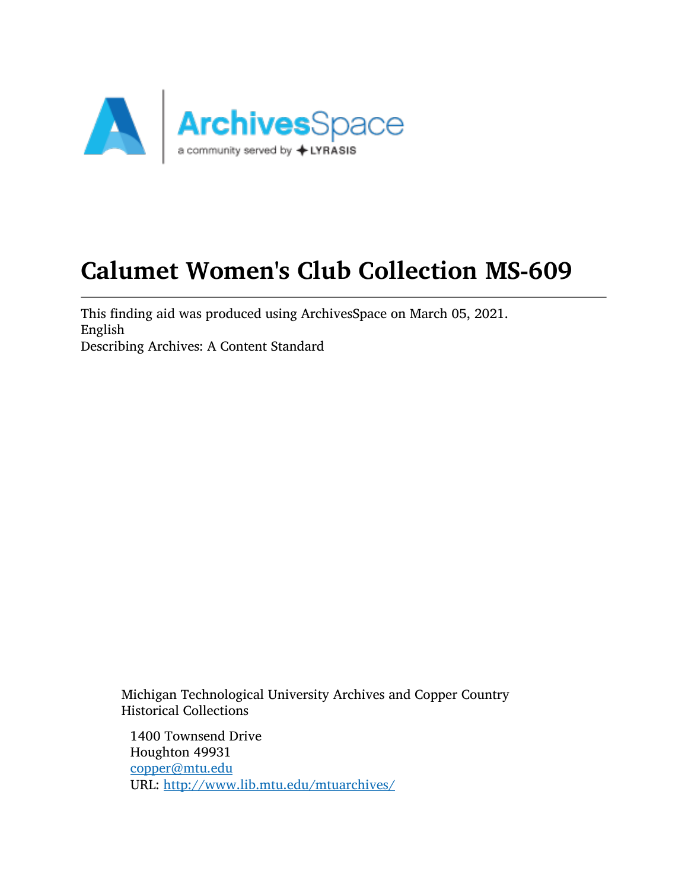# Calumet Women's Club Collection MS-609

This finding aid was produced using ArchivesSpace on March 05, 2021.
English
Describing Archives: A Content Standard

Michigan Technological University Archives and Copper Country Historical Collections

1400 Townsend Drive
Houghton 49931
copper@mtu.edu
URL: http://www.lib.mtu.edu/mtuarchives/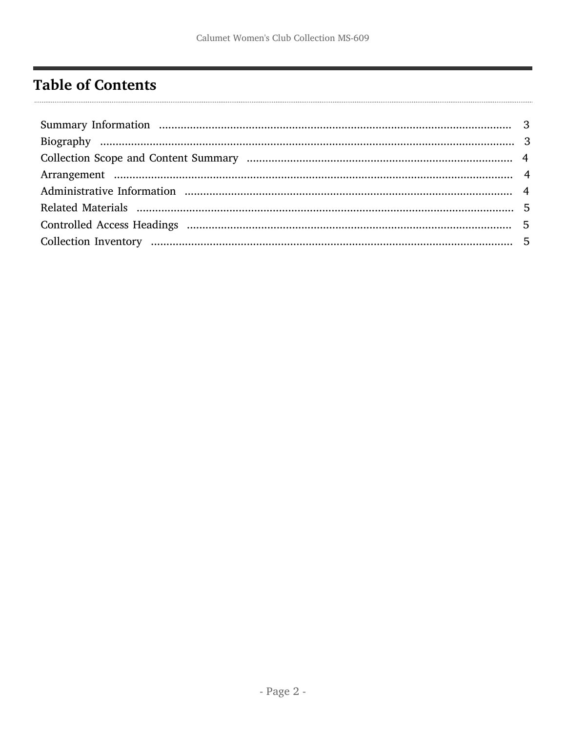## Table of Contents

Summary Information ........................................................................................................ 3
Biography ........................................................................................................................ 3
Collection Scope and Content Summary ......................................................................... 4
Arrangement .................................................................................................................... 4
Administrative Information ............................................................................................... 4
Related Materials .............................................................................................................. 5
Controlled Access Headings ............................................................................................. 5
Collection Inventory .......................................................................................................... 5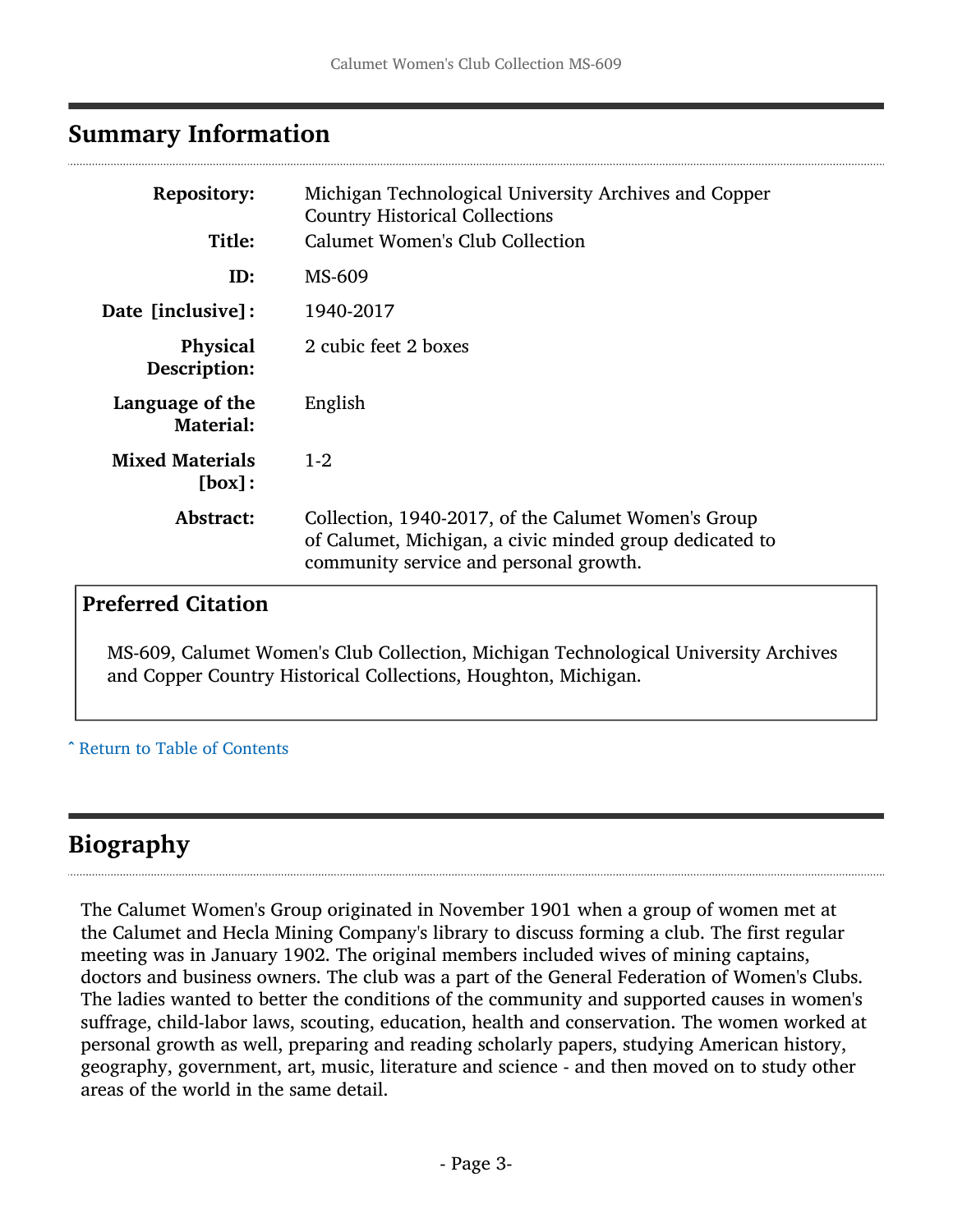## Summary Information

| | |
|---|---|
| **Repository:** | Michigan Technological University Archives and Copper Country Historical Collections |
| **Title:** | Calumet Women's Club Collection |
| **ID:** | MS-609 |
| **Date [inclusive]:** | 1940-2017 |
| **Physical Description:** | 2 cubic feet 2 boxes |
| **Language of the Material:** | English |
| **Mixed Materials [box]:** | 1-2 |
| **Abstract:** | Collection, 1940-2017, of the Calumet Women's Group of Calumet, Michigan, a civic minded group dedicated to community service and personal growth. |

### Preferred Citation

MS-609, Calumet Women's Club Collection, Michigan Technological University Archives and Copper Country Historical Collections, Houghton, Michigan.

ˆ Return to Table of Contents

## Biography

The Calumet Women's Group originated in November 1901 when a group of women met at the Calumet and Hecla Mining Company's library to discuss forming a club. The first regular meeting was in January 1902. The original members included wives of mining captains, doctors and business owners. The club was a part of the General Federation of Women's Clubs. The ladies wanted to better the conditions of the community and supported causes in women's suffrage, child-labor laws, scouting, education, health and conservation. The women worked at personal growth as well, preparing and reading scholarly papers, studying American history, geography, government, art, music, literature and science - and then moved on to study other areas of the world in the same detail.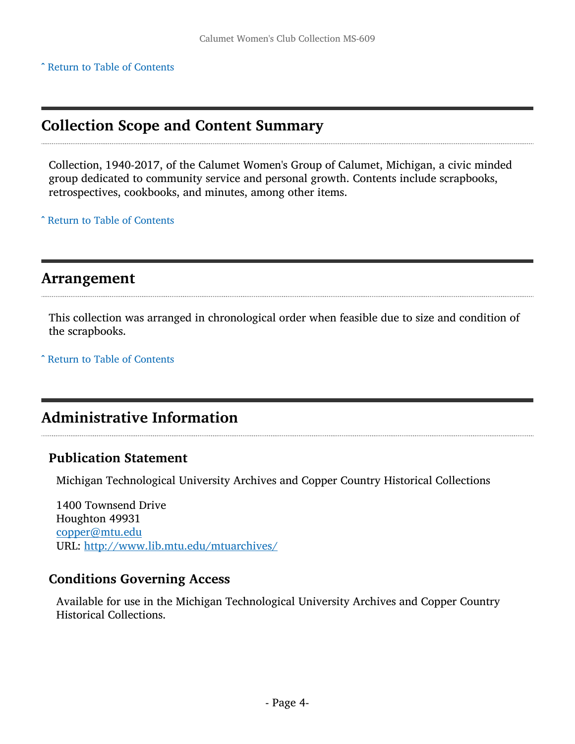ˆ Return to Table of Contents

## Collection Scope and Content Summary

Collection, 1940-2017, of the Calumet Women's Group of Calumet, Michigan, a civic minded group dedicated to community service and personal growth. Contents include scrapbooks, retrospectives, cookbooks, and minutes, among other items.

ˆ Return to Table of Contents

## Arrangement

This collection was arranged in chronological order when feasible due to size and condition of the scrapbooks.

ˆ Return to Table of Contents

## Administrative Information

### Publication Statement

Michigan Technological University Archives and Copper Country Historical Collections

1400 Townsend Drive
Houghton 49931
copper@mtu.edu
URL: http://www.lib.mtu.edu/mtuarchives/

### Conditions Governing Access

Available for use in the Michigan Technological University Archives and Copper Country Historical Collections.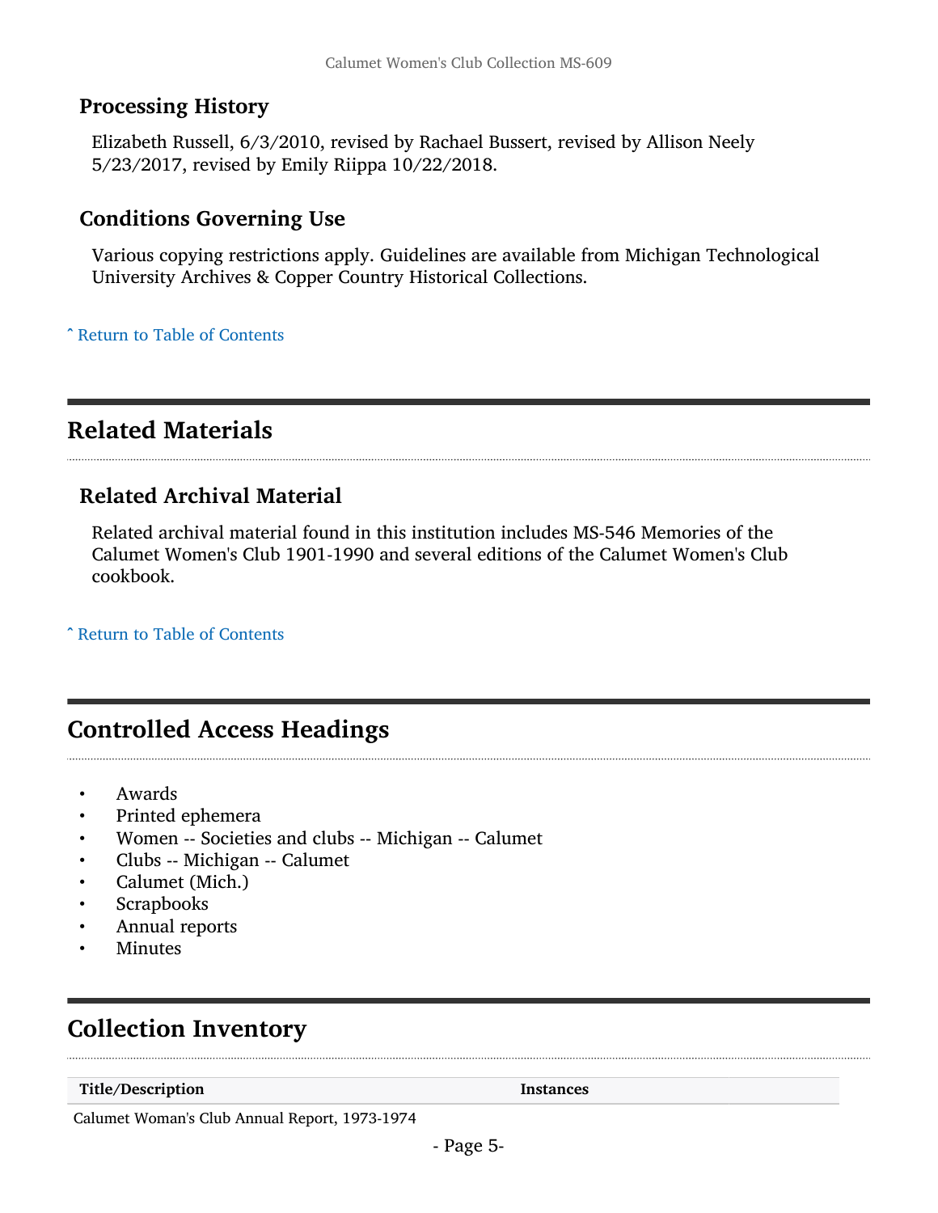### Processing History

Elizabeth Russell, 6/3/2010, revised by Rachael Bussert, revised by Allison Neely 5/23/2017, revised by Emily Riippa 10/22/2018.

### Conditions Governing Use

Various copying restrictions apply. Guidelines are available from Michigan Technological University Archives & Copper Country Historical Collections.

ˆ Return to Table of Contents

## Related Materials

### Related Archival Material

Related archival material found in this institution includes MS-546 Memories of the Calumet Women's Club 1901-1990 and several editions of the Calumet Women's Club cookbook.

ˆ Return to Table of Contents

## Controlled Access Headings

- Awards
- Printed ephemera
- Women -- Societies and clubs -- Michigan -- Calumet
- Clubs -- Michigan -- Calumet
- Calumet (Mich.)
- Scrapbooks
- Annual reports
- Minutes

## Collection Inventory

| Title/Description | Instances |
|---|---|
| Calumet Woman's Club Annual Report, 1973-1974 | |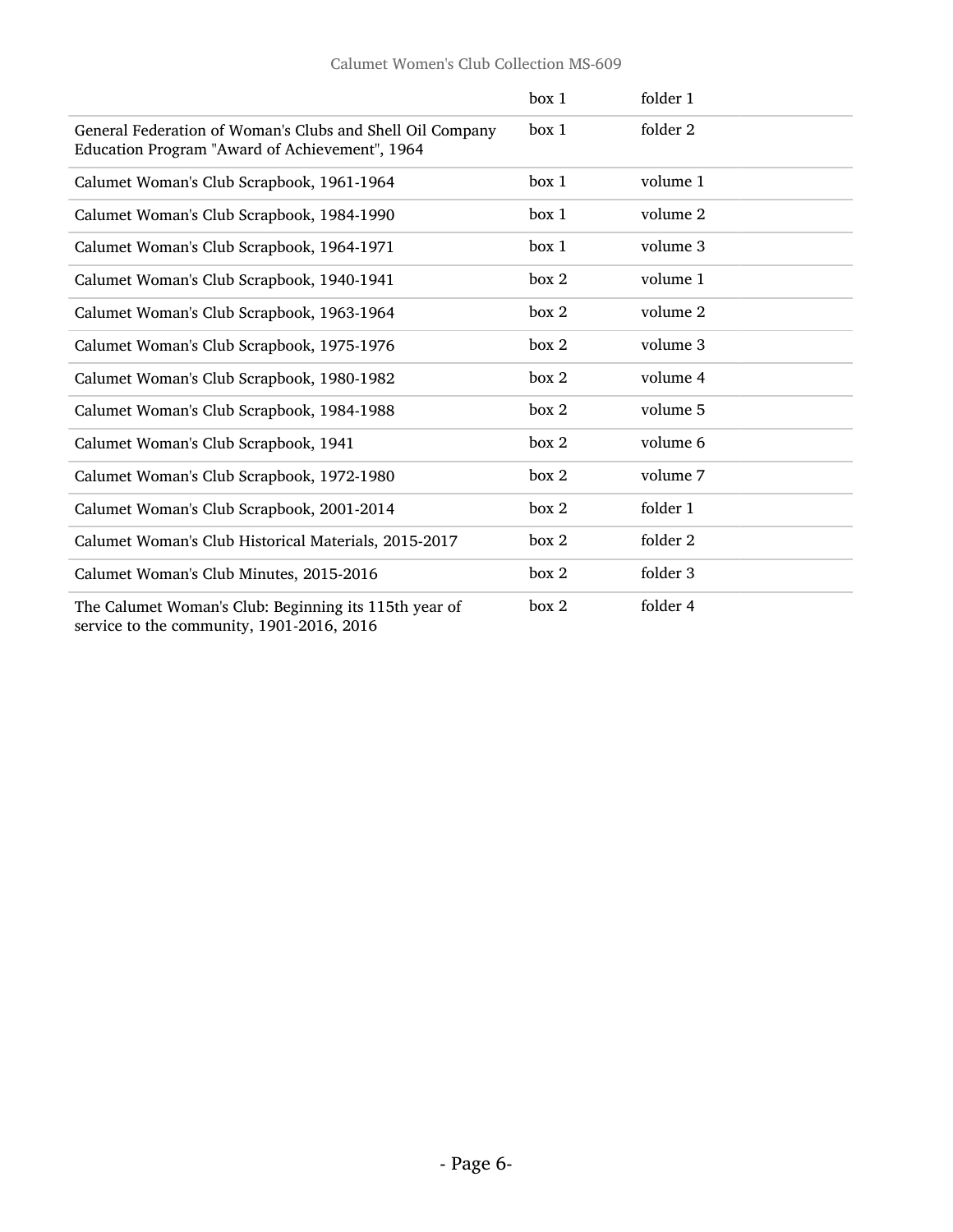| | | |
|---|---|---|
| | box 1 | folder 1 |
| General Federation of Woman's Clubs and Shell Oil Company Education Program "Award of Achievement", 1964 | box 1 | folder 2 |
| Calumet Woman's Club Scrapbook, 1961-1964 | box 1 | volume 1 |
| Calumet Woman's Club Scrapbook, 1984-1990 | box 1 | volume 2 |
| Calumet Woman's Club Scrapbook, 1964-1971 | box 1 | volume 3 |
| Calumet Woman's Club Scrapbook, 1940-1941 | box 2 | volume 1 |
| Calumet Woman's Club Scrapbook, 1963-1964 | box 2 | volume 2 |
| Calumet Woman's Club Scrapbook, 1975-1976 | box 2 | volume 3 |
| Calumet Woman's Club Scrapbook, 1980-1982 | box 2 | volume 4 |
| Calumet Woman's Club Scrapbook, 1984-1988 | box 2 | volume 5 |
| Calumet Woman's Club Scrapbook, 1941 | box 2 | volume 6 |
| Calumet Woman's Club Scrapbook, 1972-1980 | box 2 | volume 7 |
| Calumet Woman's Club Scrapbook, 2001-2014 | box 2 | folder 1 |
| Calumet Woman's Club Historical Materials, 2015-2017 | box 2 | folder 2 |
| Calumet Woman's Club Minutes, 2015-2016 | box 2 | folder 3 |
| The Calumet Woman's Club: Beginning its 115th year of service to the community, 1901-2016, 2016 | box 2 | folder 4 |